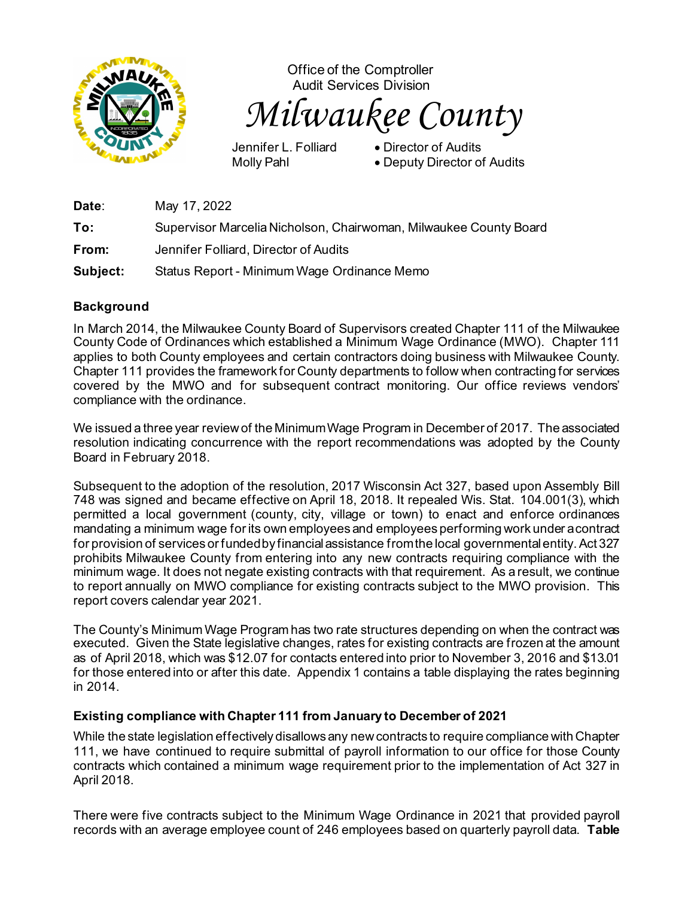Office of the Comptroller
Audit Services Division

# *Milwaukee County*

Jennifer L. Folliard • Director of Audits
Molly Pahl • Deputy Director of Audits

**Date**: May 17, 2022

**To:** Supervisor Marcelia Nicholson, Chairwoman, Milwaukee County Board

**From:** Jennifer Folliard, Director of Audits

**Subject:** Status Report - Minimum Wage Ordinance Memo

## Background

In March 2014, the Milwaukee County Board of Supervisors created Chapter 111 of the Milwaukee County Code of Ordinances which established a Minimum Wage Ordinance (MWO). Chapter 111 applies to both County employees and certain contractors doing business with Milwaukee County. Chapter 111 provides the framework for County departments to follow when contracting for services covered by the MWO and for subsequent contract monitoring. Our office reviews vendors' compliance with the ordinance.

We issued a three year review of the Minimum Wage Program in December of 2017. The associated resolution indicating concurrence with the report recommendations was adopted by the County Board in February 2018.

Subsequent to the adoption of the resolution, 2017 Wisconsin Act 327, based upon Assembly Bill 748 was signed and became effective on April 18, 2018. It repealed Wis. Stat. 104.001(3), which permitted a local government (county, city, village or town) to enact and enforce ordinances mandating a minimum wage for its own employees and employees performing work under a contract for provision of services or funded by financial assistance from the local governmental entity. Act 327 prohibits Milwaukee County from entering into any new contracts requiring compliance with the minimum wage. It does not negate existing contracts with that requirement. As a result, we continue to report annually on MWO compliance for existing contracts subject to the MWO provision. This report covers calendar year 2021.

The County's Minimum Wage Program has two rate structures depending on when the contract was executed. Given the State legislative changes, rates for existing contracts are frozen at the amount as of April 2018, which was $12.07 for contacts entered into prior to November 3, 2016 and $13.01 for those entered into or after this date. Appendix 1 contains a table displaying the rates beginning in 2014.

## Existing compliance with Chapter 111 from January to December of 2021

While the state legislation effectively disallows any new contracts to require compliance with Chapter 111, we have continued to require submittal of payroll information to our office for those County contracts which contained a minimum wage requirement prior to the implementation of Act 327 in April 2018.

There were five contracts subject to the Minimum Wage Ordinance in 2021 that provided payroll records with an average employee count of 246 employees based on quarterly payroll data. **Table**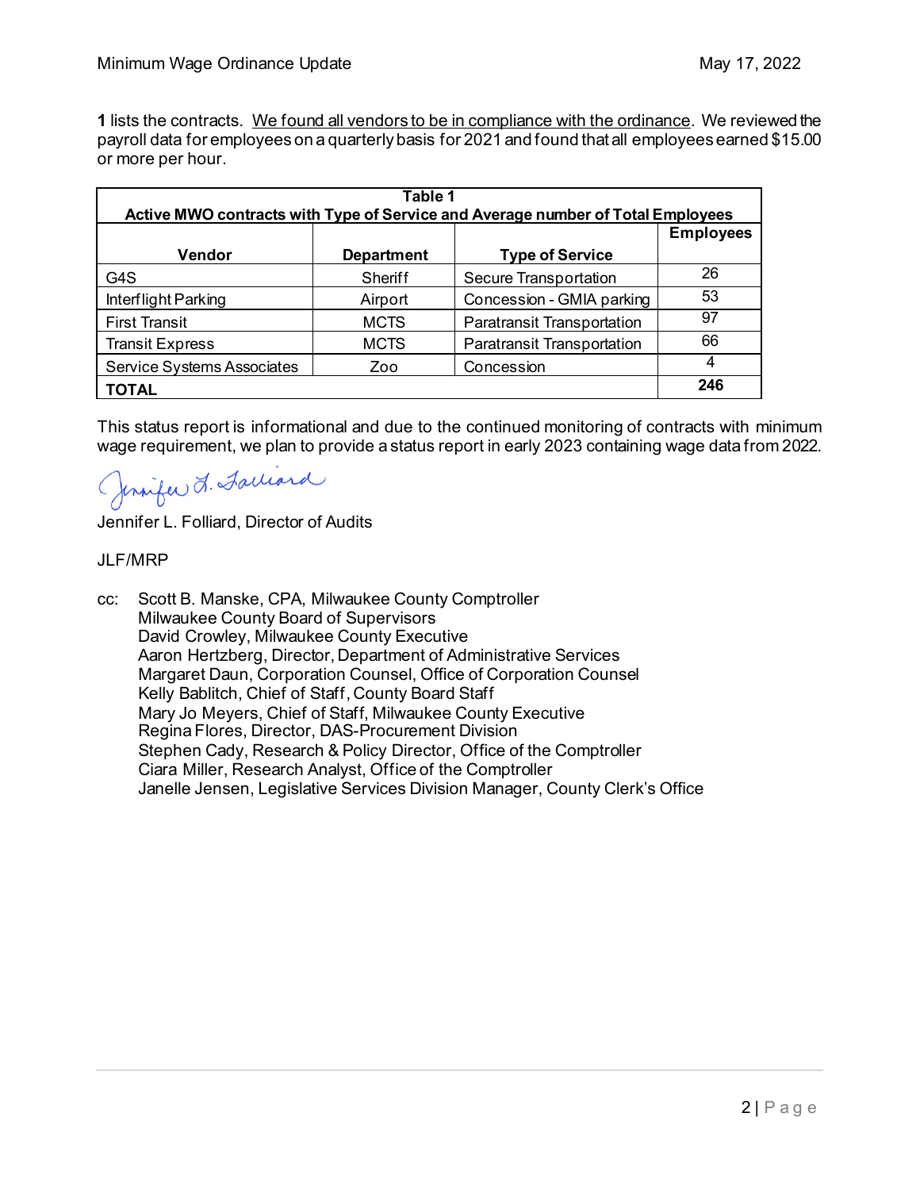**1** lists the contracts. We found all vendors to be in compliance with the ordinance. We reviewed the payroll data for employees on a quarterly basis for 2021 and found that all employees earned $15.00 or more per hour.

| **Table 1 Active MWO contracts with Type of Service and Average number of Total Employees** | | | |
|---|---|---|---|
| **Vendor** | **Department** | **Type of Service** | **Employees** |
| G4S | Sheriff | Secure Transportation | 26 |
| Interflight Parking | Airport | Concession - GMIA parking | 53 |
| First Transit | MCTS | Paratransit Transportation | 97 |
| Transit Express | MCTS | Paratransit Transportation | 66 |
| Service Systems Associates | Zoo | Concession | 4 |
| **TOTAL** | | | **246** |

This status report is informational and due to the continued monitoring of contracts with minimum wage requirement, we plan to provide a status report in early 2023 containing wage data from 2022.

Jennifer L. Folliard

Jennifer L. Folliard, Director of Audits

JLF/MRP

cc: Scott B. Manske, CPA, Milwaukee County Comptroller
Milwaukee County Board of Supervisors
David Crowley, Milwaukee County Executive
Aaron Hertzberg, Director, Department of Administrative Services
Margaret Daun, Corporation Counsel, Office of Corporation Counsel
Kelly Bablitch, Chief of Staff, County Board Staff
Mary Jo Meyers, Chief of Staff, Milwaukee County Executive
Regina Flores, Director, DAS-Procurement Division
Stephen Cady, Research & Policy Director, Office of the Comptroller
Ciara Miller, Research Analyst, Office of the Comptroller
Janelle Jensen, Legislative Services Division Manager, County Clerk's Office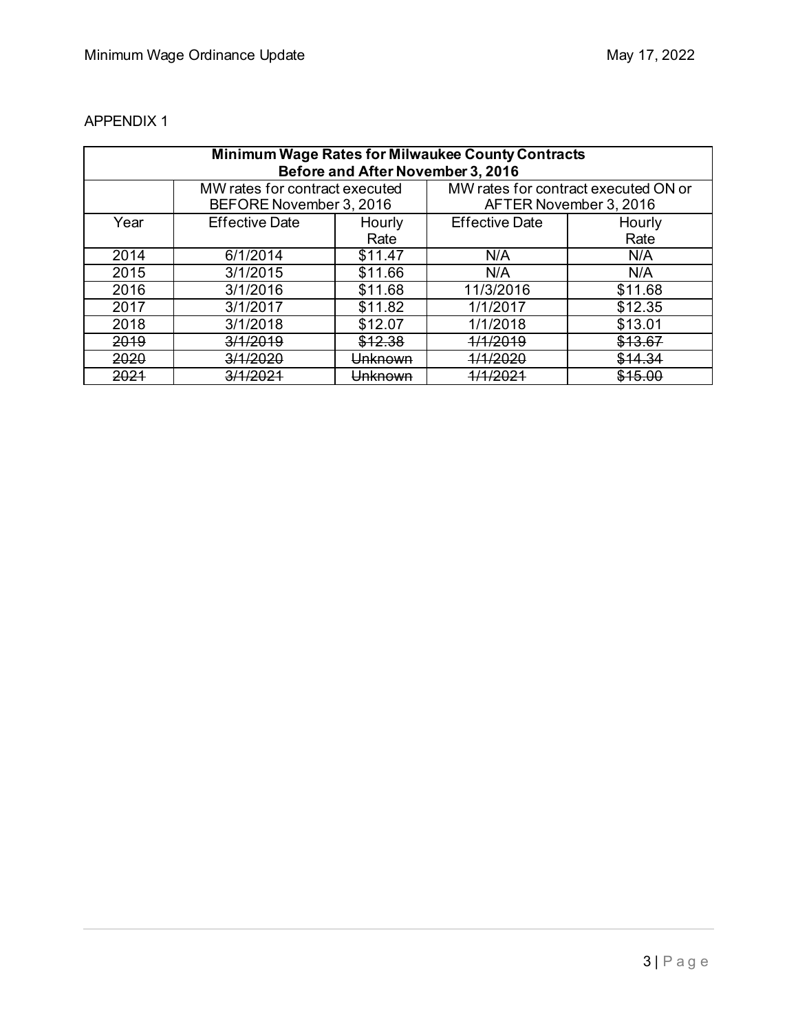APPENDIX 1

| Minimum Wage Rates for Milwaukee County Contracts Before and After November 3, 2016 | | | | |
|---|---|---|---|---|
| | MW rates for contract executed BEFORE November 3, 2016 | | MW rates for contract executed ON or AFTER November 3, 2016 | |
| Year | Effective Date | Hourly Rate | Effective Date | Hourly Rate |
| 2014 | 6/1/2014 | $11.47 | N/A | N/A |
| 2015 | 3/1/2015 | $11.66 | N/A | N/A |
| 2016 | 3/1/2016 | $11.68 | 11/3/2016 | $11.68 |
| 2017 | 3/1/2017 | $11.82 | 1/1/2017 | $12.35 |
| 2018 | 3/1/2018 | $12.07 | 1/1/2018 | $13.01 |
| ~~2019~~ | ~~3/1/2019~~ | ~~$12.38~~ | ~~1/1/2019~~ | ~~$13.67~~ |
| ~~2020~~ | ~~3/1/2020~~ | ~~Unknown~~ | ~~1/1/2020~~ | ~~$14.34~~ |
| ~~2021~~ | ~~3/1/2021~~ | ~~Unknown~~ | ~~1/1/2021~~ | ~~$15.00~~ |